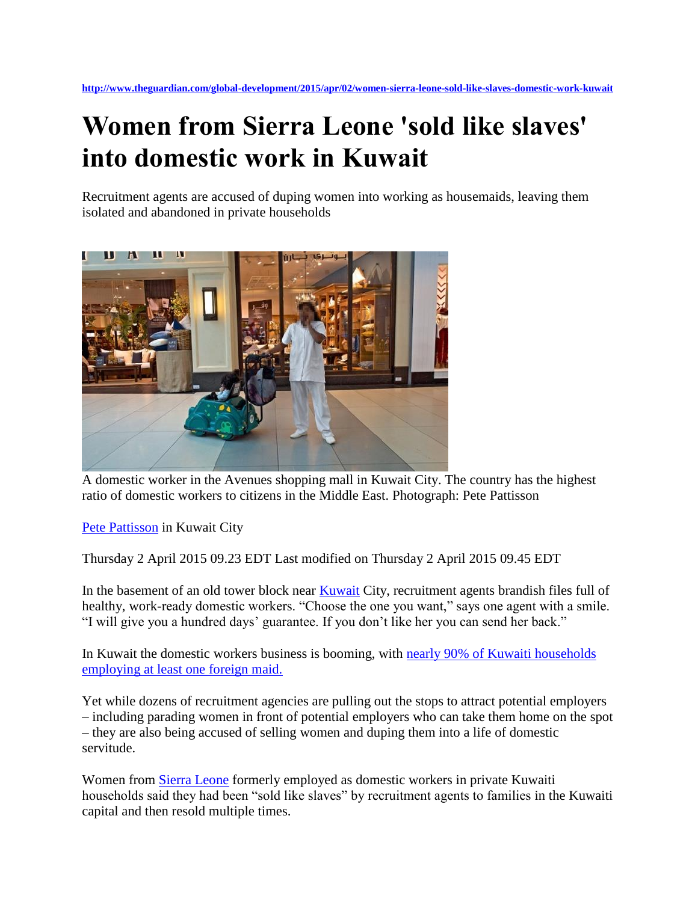http://www.theguardian.com/global-development/2015/apr/02/women-sierra-leone-sold-like-slaves-domestic-work-kuwait

# Women from Sierra Leone 'sold like slaves' into domestic work in Kuwait

Recruitment agents are accused of duping women into working as housemaids, leaving them isolated and abandoned in private households

A domestic worker in the Avenues shopping mall in Kuwait City. The country has the highest ratio of domestic workers to citizens in the Middle East. Photograph: Pete Pattisson

Pete Pattisson in Kuwait City

Thursday 2 April 2015 09.23 EDT Last modified on Thursday 2 April 2015 09.45 EDT

In the basement of an old tower block near Kuwait City, recruitment agents brandish files full of healthy, work-ready domestic workers. "Choose the one you want," says one agent with a smile. "I will give you a hundred days' guarantee. If you don't like her you can send her back."

In Kuwait the domestic workers business is booming, with nearly 90% of Kuwaiti households employing at least one foreign maid.

Yet while dozens of recruitment agencies are pulling out the stops to attract potential employers – including parading women in front of potential employers who can take them home on the spot – they are also being accused of selling women and duping them into a life of domestic servitude.

Women from Sierra Leone formerly employed as domestic workers in private Kuwaiti households said they had been "sold like slaves" by recruitment agents to families in the Kuwaiti capital and then resold multiple times.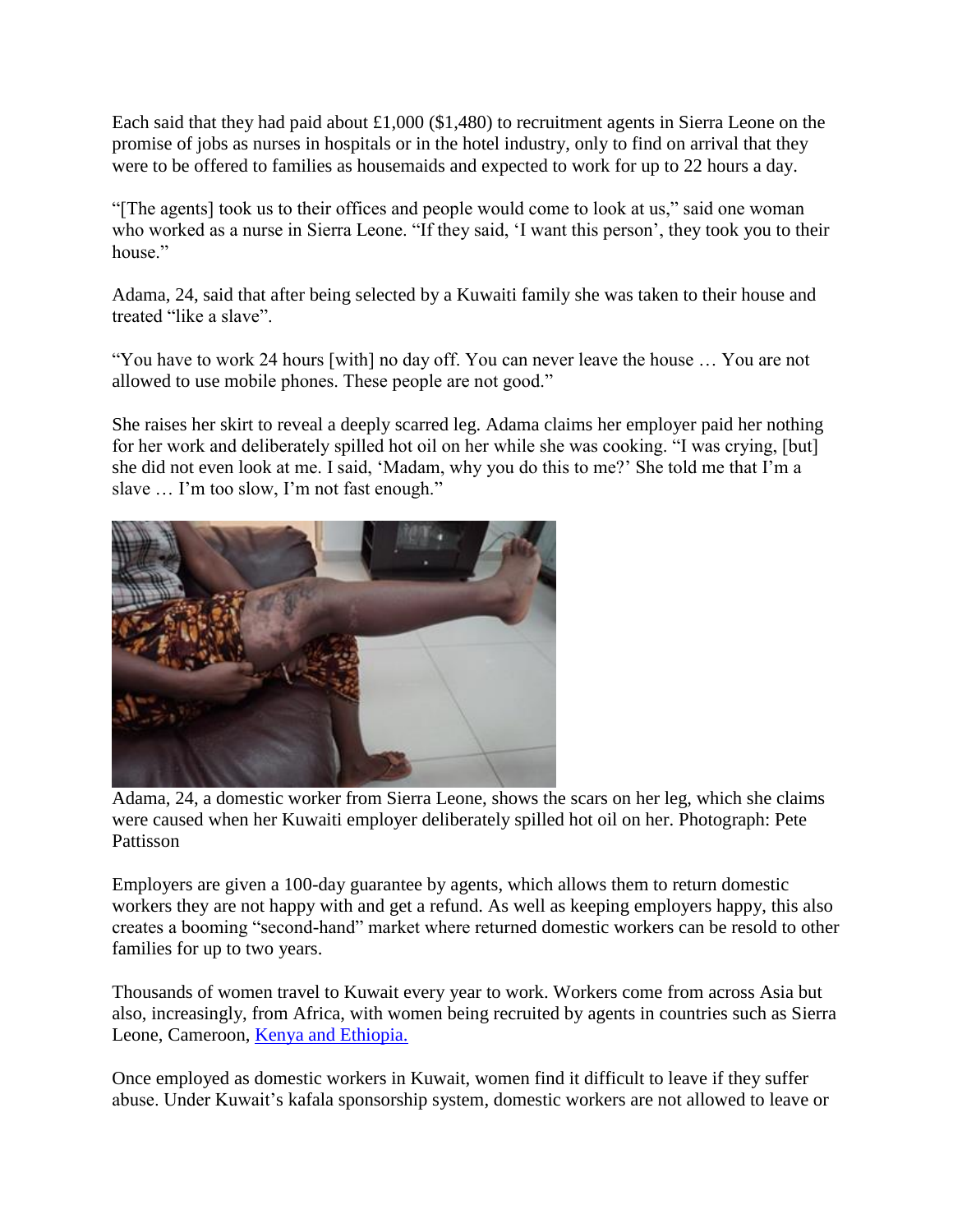Each said that they had paid about £1,000 ($1,480) to recruitment agents in Sierra Leone on the promise of jobs as nurses in hospitals or in the hotel industry, only to find on arrival that they were to be offered to families as housemaids and expected to work for up to 22 hours a day.

"[The agents] took us to their offices and people would come to look at us," said one woman who worked as a nurse in Sierra Leone. "If they said, 'I want this person', they took you to their house."

Adama, 24, said that after being selected by a Kuwaiti family she was taken to their house and treated "like a slave".

"You have to work 24 hours [with] no day off. You can never leave the house … You are not allowed to use mobile phones. These people are not good."

She raises her skirt to reveal a deeply scarred leg. Adama claims her employer paid her nothing for her work and deliberately spilled hot oil on her while she was cooking. "I was crying, [but] she did not even look at me. I said, 'Madam, why you do this to me?' She told me that I'm a slave … I'm too slow, I'm not fast enough."

Adama, 24, a domestic worker from Sierra Leone, shows the scars on her leg, which she claims were caused when her Kuwaiti employer deliberately spilled hot oil on her. Photograph: Pete Pattisson

Employers are given a 100-day guarantee by agents, which allows them to return domestic workers they are not happy with and get a refund. As well as keeping employers happy, this also creates a booming "second-hand" market where returned domestic workers can be resold to other families for up to two years.

Thousands of women travel to Kuwait every year to work. Workers come from across Asia but also, increasingly, from Africa, with women being recruited by agents in countries such as Sierra Leone, Cameroon, [Kenya and Ethiopia.]

Once employed as domestic workers in Kuwait, women find it difficult to leave if they suffer abuse. Under Kuwait's kafala sponsorship system, domestic workers are not allowed to leave or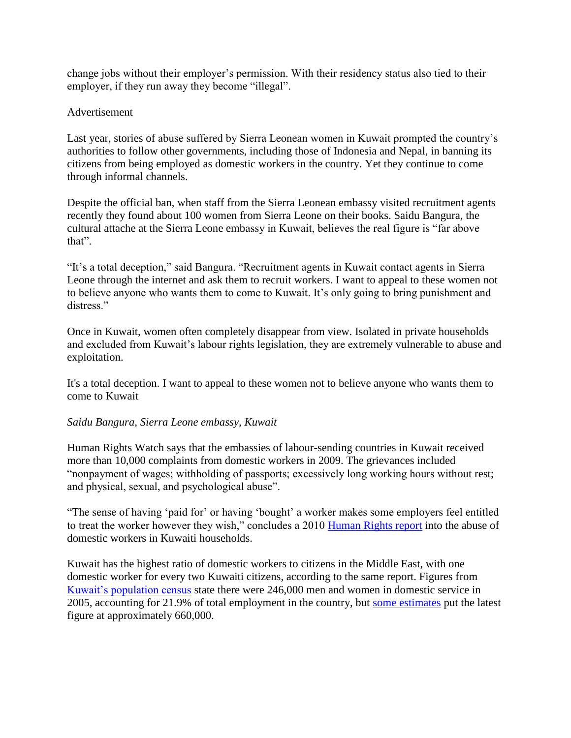change jobs without their employer's permission. With their residency status also tied to their employer, if they run away they become "illegal".

Advertisement

Last year, stories of abuse suffered by Sierra Leonean women in Kuwait prompted the country's authorities to follow other governments, including those of Indonesia and Nepal, in banning its citizens from being employed as domestic workers in the country. Yet they continue to come through informal channels.

Despite the official ban, when staff from the Sierra Leonean embassy visited recruitment agents recently they found about 100 women from Sierra Leone on their books. Saidu Bangura, the cultural attache at the Sierra Leone embassy in Kuwait, believes the real figure is "far above that".

"It's a total deception," said Bangura. "Recruitment agents in Kuwait contact agents in Sierra Leone through the internet and ask them to recruit workers. I want to appeal to these women not to believe anyone who wants them to come to Kuwait. It's only going to bring punishment and distress."

Once in Kuwait, women often completely disappear from view. Isolated in private households and excluded from Kuwait's labour rights legislation, they are extremely vulnerable to abuse and exploitation.

It's a total deception. I want to appeal to these women not to believe anyone who wants them to come to Kuwait

*Saidu Bangura, Sierra Leone embassy, Kuwait*

Human Rights Watch says that the embassies of labour-sending countries in Kuwait received more than 10,000 complaints from domestic workers in 2009. The grievances included "nonpayment of wages; withholding of passports; excessively long working hours without rest; and physical, sexual, and psychological abuse".

"The sense of having 'paid for' or having 'bought' a worker makes some employers feel entitled to treat the worker however they wish," concludes a 2010 [Human Rights report] into the abuse of domestic workers in Kuwaiti households.

Kuwait has the highest ratio of domestic workers to citizens in the Middle East, with one domestic worker for every two Kuwaiti citizens, according to the same report. Figures from [Kuwait's population census] state there were 246,000 men and women in domestic service in 2005, accounting for 21.9% of total employment in the country, but [some estimates] put the latest figure at approximately 660,000.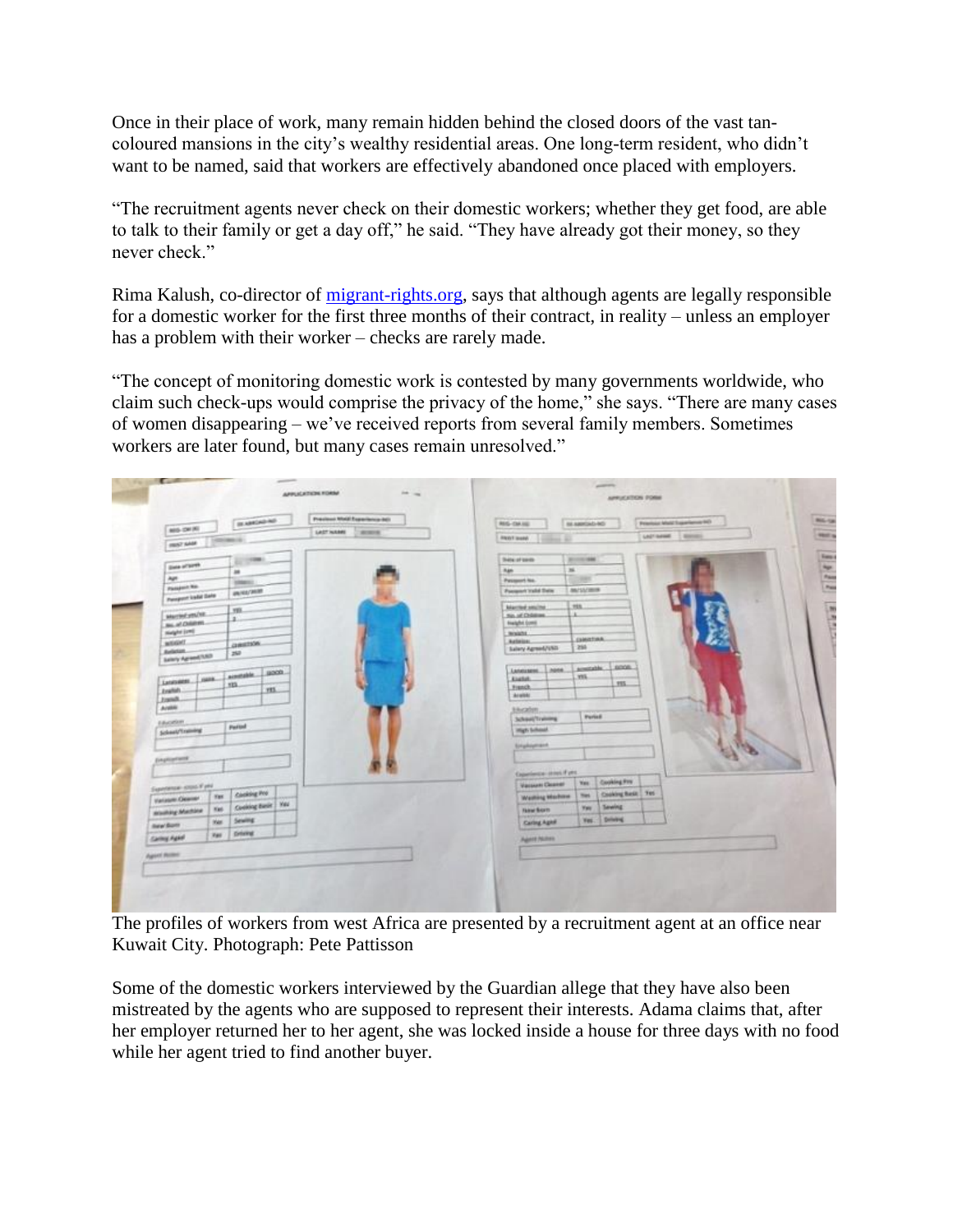Once in their place of work, many remain hidden behind the closed doors of the vast tan-coloured mansions in the city's wealthy residential areas. One long-term resident, who didn't want to be named, said that workers are effectively abandoned once placed with employers.

"The recruitment agents never check on their domestic workers; whether they get food, are able to talk to their family or get a day off," he said. "They have already got their money, so they never check."

Rima Kalush, co-director of [migrant-rights.org](migrant-rights.org), says that although agents are legally responsible for a domestic worker for the first three months of their contract, in reality – unless an employer has a problem with their worker – checks are rarely made.

"The concept of monitoring domestic work is contested by many governments worldwide, who claim such check-ups would comprise the privacy of the home," she says. "There are many cases of women disappearing – we've received reports from several family members. Sometimes workers are later found, but many cases remain unresolved."

The profiles of workers from west Africa are presented by a recruitment agent at an office near Kuwait City. Photograph: Pete Pattisson

Some of the domestic workers interviewed by the Guardian allege that they have also been mistreated by the agents who are supposed to represent their interests. Adama claims that, after her employer returned her to her agent, she was locked inside a house for three days with no food while her agent tried to find another buyer.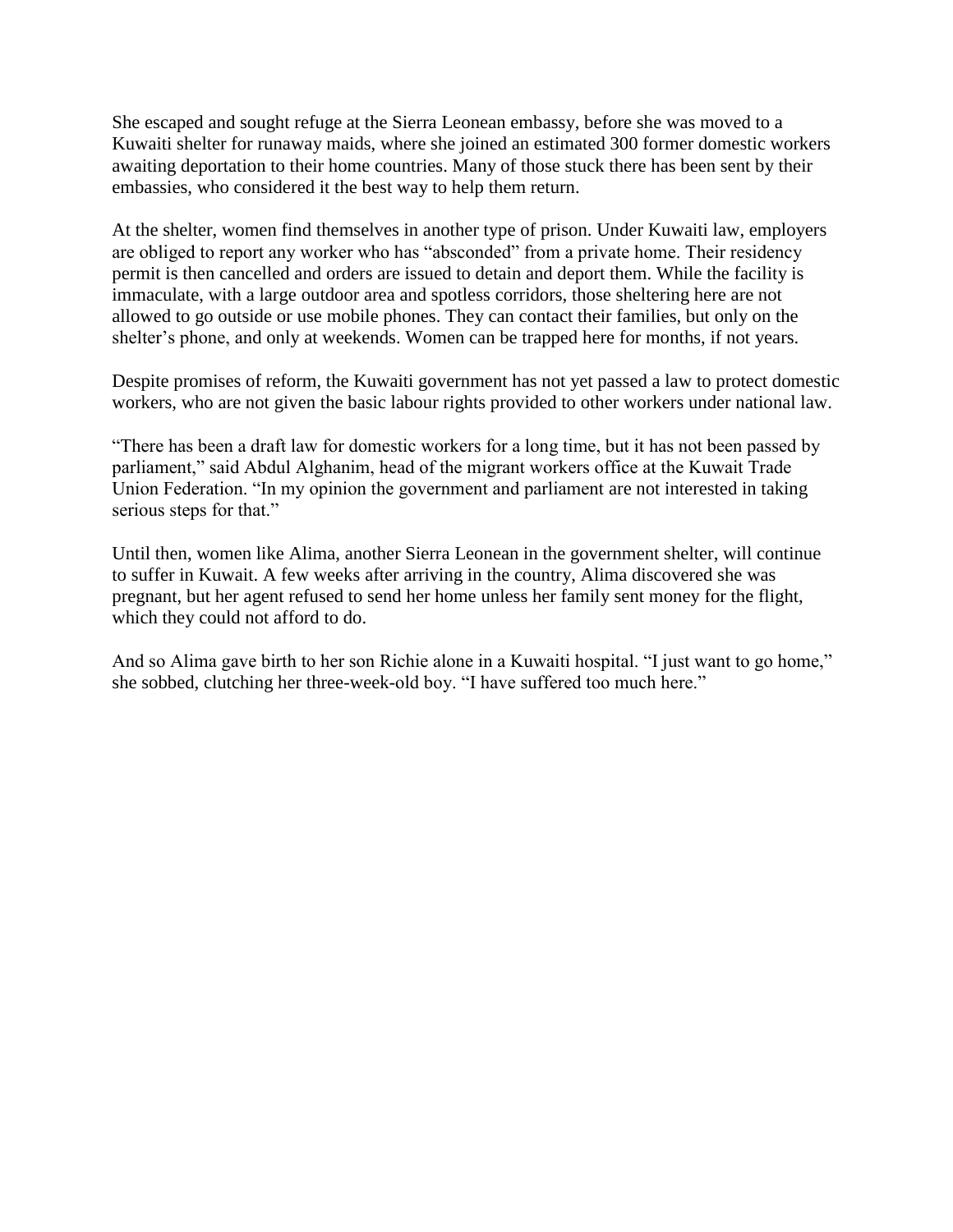She escaped and sought refuge at the Sierra Leonean embassy, before she was moved to a Kuwaiti shelter for runaway maids, where she joined an estimated 300 former domestic workers awaiting deportation to their home countries. Many of those stuck there has been sent by their embassies, who considered it the best way to help them return.

At the shelter, women find themselves in another type of prison. Under Kuwaiti law, employers are obliged to report any worker who has "absconded" from a private home. Their residency permit is then cancelled and orders are issued to detain and deport them. While the facility is immaculate, with a large outdoor area and spotless corridors, those sheltering here are not allowed to go outside or use mobile phones. They can contact their families, but only on the shelter's phone, and only at weekends. Women can be trapped here for months, if not years.

Despite promises of reform, the Kuwaiti government has not yet passed a law to protect domestic workers, who are not given the basic labour rights provided to other workers under national law.

"There has been a draft law for domestic workers for a long time, but it has not been passed by parliament," said Abdul Alghanim, head of the migrant workers office at the Kuwait Trade Union Federation. "In my opinion the government and parliament are not interested in taking serious steps for that."

Until then, women like Alima, another Sierra Leonean in the government shelter, will continue to suffer in Kuwait. A few weeks after arriving in the country, Alima discovered she was pregnant, but her agent refused to send her home unless her family sent money for the flight, which they could not afford to do.

And so Alima gave birth to her son Richie alone in a Kuwaiti hospital. "I just want to go home," she sobbed, clutching her three-week-old boy. "I have suffered too much here."